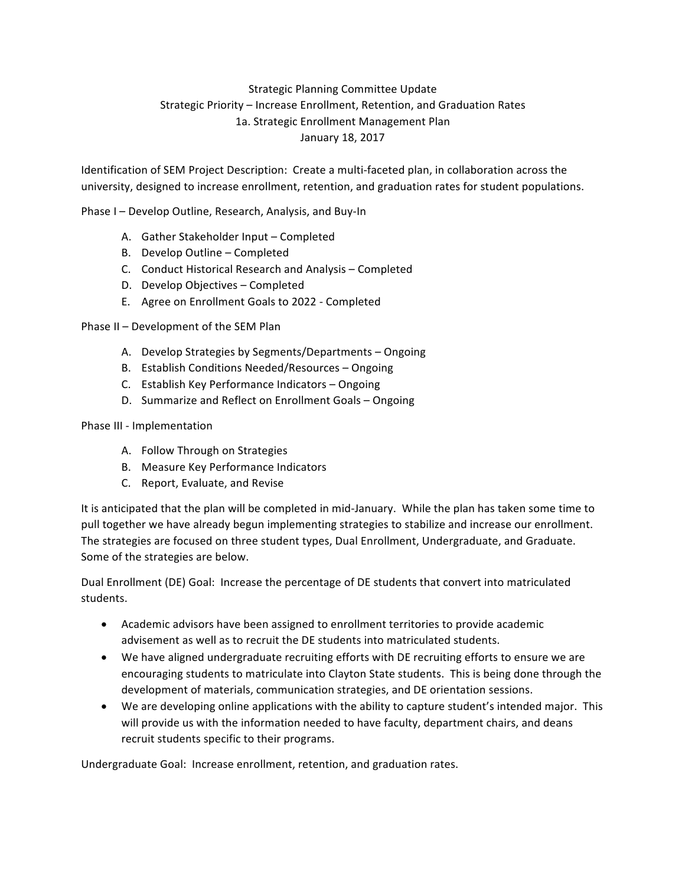# Strategic Planning Committee Update
## Strategic Priority – Increase Enrollment, Retention, and Graduation Rates
## 1a. Strategic Enrollment Management Plan
January 18, 2017

Identification of SEM Project Description: Create a multi-faceted plan, in collaboration across the university, designed to increase enrollment, retention, and graduation rates for student populations.

Phase I – Develop Outline, Research, Analysis, and Buy-In

A. Gather Stakeholder Input – Completed
B. Develop Outline – Completed
C. Conduct Historical Research and Analysis – Completed
D. Develop Objectives – Completed
E. Agree on Enrollment Goals to 2022 - Completed

Phase II – Development of the SEM Plan

A. Develop Strategies by Segments/Departments – Ongoing
B. Establish Conditions Needed/Resources – Ongoing
C. Establish Key Performance Indicators – Ongoing
D. Summarize and Reflect on Enrollment Goals – Ongoing

Phase III - Implementation

A. Follow Through on Strategies
B. Measure Key Performance Indicators
C. Report, Evaluate, and Revise

It is anticipated that the plan will be completed in mid-January. While the plan has taken some time to pull together we have already begun implementing strategies to stabilize and increase our enrollment. The strategies are focused on three student types, Dual Enrollment, Undergraduate, and Graduate. Some of the strategies are below.

Dual Enrollment (DE) Goal: Increase the percentage of DE students that convert into matriculated students.

- Academic advisors have been assigned to enrollment territories to provide academic advisement as well as to recruit the DE students into matriculated students.
- We have aligned undergraduate recruiting efforts with DE recruiting efforts to ensure we are encouraging students to matriculate into Clayton State students. This is being done through the development of materials, communication strategies, and DE orientation sessions.
- We are developing online applications with the ability to capture student's intended major. This will provide us with the information needed to have faculty, department chairs, and deans recruit students specific to their programs.

Undergraduate Goal: Increase enrollment, retention, and graduation rates.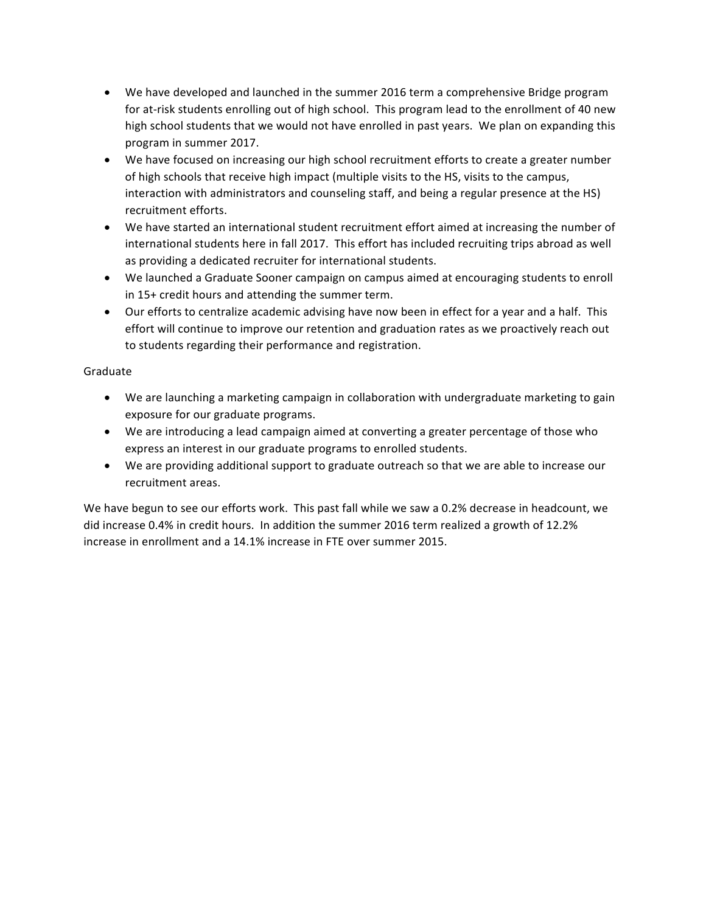- We have developed and launched in the summer 2016 term a comprehensive Bridge program for at-risk students enrolling out of high school. This program lead to the enrollment of 40 new high school students that we would not have enrolled in past years. We plan on expanding this program in summer 2017.
- We have focused on increasing our high school recruitment efforts to create a greater number of high schools that receive high impact (multiple visits to the HS, visits to the campus, interaction with administrators and counseling staff, and being a regular presence at the HS) recruitment efforts.
- We have started an international student recruitment effort aimed at increasing the number of international students here in fall 2017. This effort has included recruiting trips abroad as well as providing a dedicated recruiter for international students.
- We launched a Graduate Sooner campaign on campus aimed at encouraging students to enroll in 15+ credit hours and attending the summer term.
- Our efforts to centralize academic advising have now been in effect for a year and a half. This effort will continue to improve our retention and graduation rates as we proactively reach out to students regarding their performance and registration.

Graduate

- We are launching a marketing campaign in collaboration with undergraduate marketing to gain exposure for our graduate programs.
- We are introducing a lead campaign aimed at converting a greater percentage of those who express an interest in our graduate programs to enrolled students.
- We are providing additional support to graduate outreach so that we are able to increase our recruitment areas.

We have begun to see our efforts work. This past fall while we saw a 0.2% decrease in headcount, we did increase 0.4% in credit hours. In addition the summer 2016 term realized a growth of 12.2% increase in enrollment and a 14.1% increase in FTE over summer 2015.